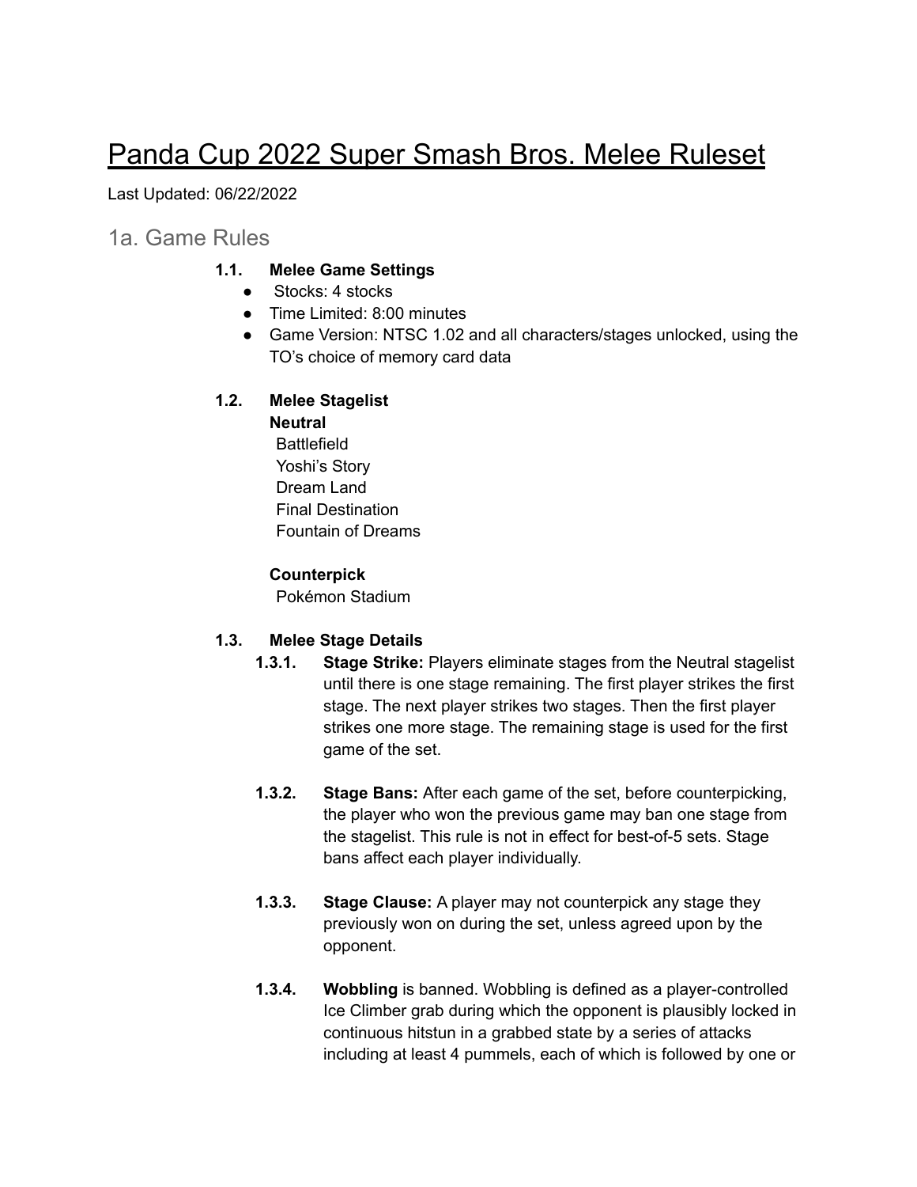# Panda Cup 2022 Super Smash Bros. Melee Ruleset

Last Updated: 06/22/2022

## 1a. Game Rules

**1.1. Melee Game Settings**

- Stocks: 4 stocks
- Time Limited: 8:00 minutes
- Game Version: NTSC 1.02 and all characters/stages unlocked, using the TO's choice of memory card data

**1.2. Melee Stagelist**

**Neutral**

Battlefield
Yoshi's Story
Dream Land
Final Destination
Fountain of Dreams

**Counterpick**

Pokémon Stadium

**1.3. Melee Stage Details**

**1.3.1. Stage Strike:** Players eliminate stages from the Neutral stagelist until there is one stage remaining. The first player strikes the first stage. The next player strikes two stages. Then the first player strikes one more stage. The remaining stage is used for the first game of the set.

**1.3.2. Stage Bans:** After each game of the set, before counterpicking, the player who won the previous game may ban one stage from the stagelist. This rule is not in effect for best-of-5 sets. Stage bans affect each player individually.

**1.3.3. Stage Clause:** A player may not counterpick any stage they previously won on during the set, unless agreed upon by the opponent.

**1.3.4. Wobbling** is banned. Wobbling is defined as a player-controlled Ice Climber grab during which the opponent is plausibly locked in continuous hitstun in a grabbed state by a series of attacks including at least 4 pummels, each of which is followed by one or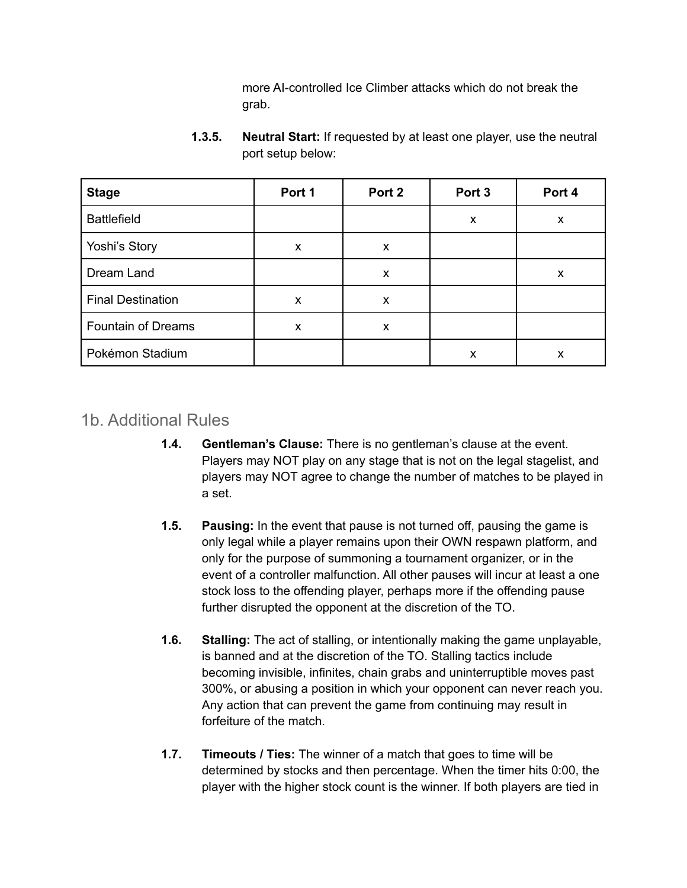more AI-controlled Ice Climber attacks which do not break the grab.

**1.3.5. Neutral Start:** If requested by at least one player, use the neutral port setup below:

| Stage | Port 1 | Port 2 | Port 3 | Port 4 |
|---|---|---|---|---|
| Battlefield | | | x | x |
| Yoshi's Story | x | x | | |
| Dream Land | | x | | x |
| Final Destination | x | x | | |
| Fountain of Dreams | x | x | | |
| Pokémon Stadium | | | x | x |

## 1b. Additional Rules

**1.4. Gentleman's Clause:** There is no gentleman's clause at the event. Players may NOT play on any stage that is not on the legal stagelist, and players may NOT agree to change the number of matches to be played in a set.

**1.5. Pausing:** In the event that pause is not turned off, pausing the game is only legal while a player remains upon their OWN respawn platform, and only for the purpose of summoning a tournament organizer, or in the event of a controller malfunction. All other pauses will incur at least a one stock loss to the offending player, perhaps more if the offending pause further disrupted the opponent at the discretion of the TO.

**1.6. Stalling:** The act of stalling, or intentionally making the game unplayable, is banned and at the discretion of the TO. Stalling tactics include becoming invisible, infinites, chain grabs and uninterruptible moves past 300%, or abusing a position in which your opponent can never reach you. Any action that can prevent the game from continuing may result in forfeiture of the match.

**1.7. Timeouts / Ties:** The winner of a match that goes to time will be determined by stocks and then percentage. When the timer hits 0:00, the player with the higher stock count is the winner. If both players are tied in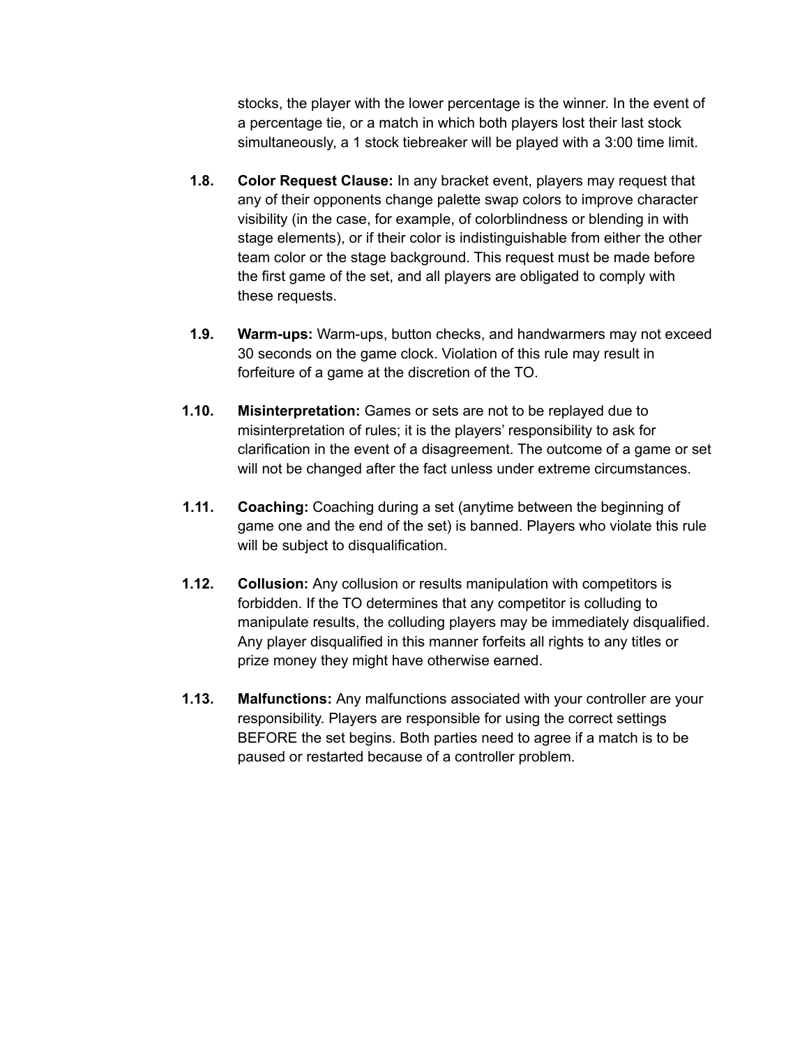stocks, the player with the lower percentage is the winner. In the event of a percentage tie, or a match in which both players lost their last stock simultaneously, a 1 stock tiebreaker will be played with a 3:00 time limit.

1.8. **Color Request Clause:** In any bracket event, players may request that any of their opponents change palette swap colors to improve character visibility (in the case, for example, of colorblindness or blending in with stage elements), or if their color is indistinguishable from either the other team color or the stage background. This request must be made before the first game of the set, and all players are obligated to comply with these requests.

1.9. **Warm-ups:** Warm-ups, button checks, and handwarmers may not exceed 30 seconds on the game clock. Violation of this rule may result in forfeiture of a game at the discretion of the TO.

1.10. **Misinterpretation:** Games or sets are not to be replayed due to misinterpretation of rules; it is the players' responsibility to ask for clarification in the event of a disagreement. The outcome of a game or set will not be changed after the fact unless under extreme circumstances.

1.11. **Coaching:** Coaching during a set (anytime between the beginning of game one and the end of the set) is banned. Players who violate this rule will be subject to disqualification.

1.12. **Collusion:** Any collusion or results manipulation with competitors is forbidden. If the TO determines that any competitor is colluding to manipulate results, the colluding players may be immediately disqualified. Any player disqualified in this manner forfeits all rights to any titles or prize money they might have otherwise earned.

1.13. **Malfunctions:** Any malfunctions associated with your controller are your responsibility. Players are responsible for using the correct settings BEFORE the set begins. Both parties need to agree if a match is to be paused or restarted because of a controller problem.